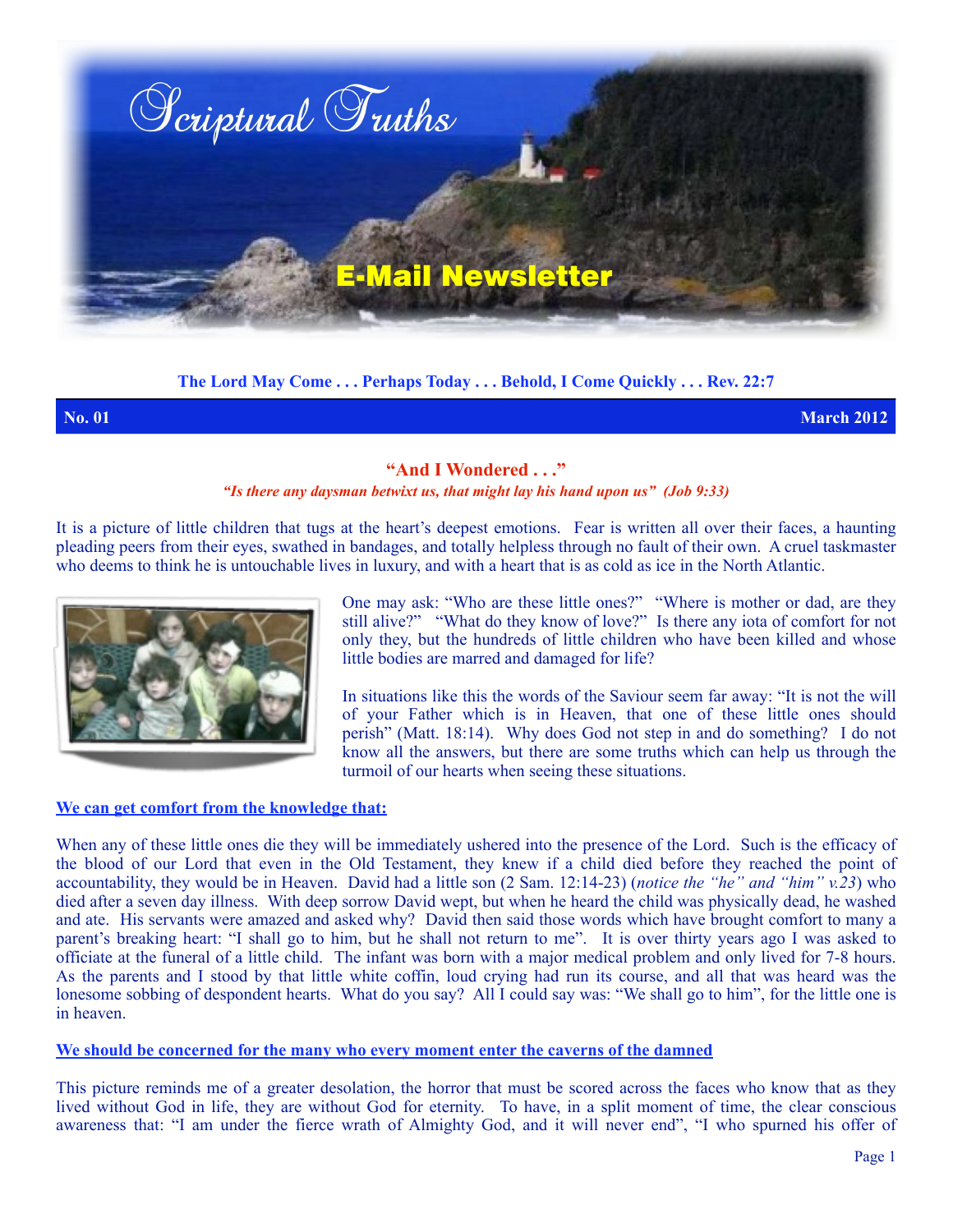# Scriptural Truths

## E-Mail Newsletter

**The Lord May Come . . . Perhaps Today . . . Behold, I Come Quickly . . . Rev. 22:7**

**No. 01** **March 2012**

## "And I Wondered . . ."

*"Is there any daysman betwixt us, that might lay his hand upon us" (Job 9:33)*

It is a picture of little children that tugs at the heart's deepest emotions. Fear is written all over their faces, a haunting pleading peers from their eyes, swathed in bandages, and totally helpless through no fault of their own. A cruel taskmaster who deems to think he is untouchable lives in luxury, and with a heart that is as cold as ice in the North Atlantic.

One may ask: "Who are these little ones?" "Where is mother or dad, are they still alive?" "What do they know of love?" Is there any iota of comfort for not only they, but the hundreds of little children who have been killed and whose little bodies are marred and damaged for life?

In situations like this the words of the Saviour seem far away: "It is not the will of your Father which is in Heaven, that one of these little ones should perish" (Matt. 18:14). Why does God not step in and do something? I do not know all the answers, but there are some truths which can help us through the turmoil of our hearts when seeing these situations.

**We can get comfort from the knowledge that:**

When any of these little ones die they will be immediately ushered into the presence of the Lord. Such is the efficacy of the blood of our Lord that even in the Old Testament, they knew if a child died before they reached the point of accountability, they would be in Heaven. David had a little son (2 Sam. 12:14-23) (*notice the "he" and "him" v.23*) who died after a seven day illness. With deep sorrow David wept, but when he heard the child was physically dead, he washed and ate. His servants were amazed and asked why? David then said those words which have brought comfort to many a parent's breaking heart: "I shall go to him, but he shall not return to me". It is over thirty years ago I was asked to officiate at the funeral of a little child. The infant was born with a major medical problem and only lived for 7-8 hours. As the parents and I stood by that little white coffin, loud crying had run its course, and all that was heard was the lonesome sobbing of despondent hearts. What do you say? All I could say was: "We shall go to him", for the little one is in heaven.

**We should be concerned for the many who every moment enter the caverns of the damned**

This picture reminds me of a greater desolation, the horror that must be scored across the faces who know that as they lived without God in life, they are without God for eternity. To have, in a split moment of time, the clear conscious awareness that: "I am under the fierce wrath of Almighty God, and it will never end", "I who spurned his offer of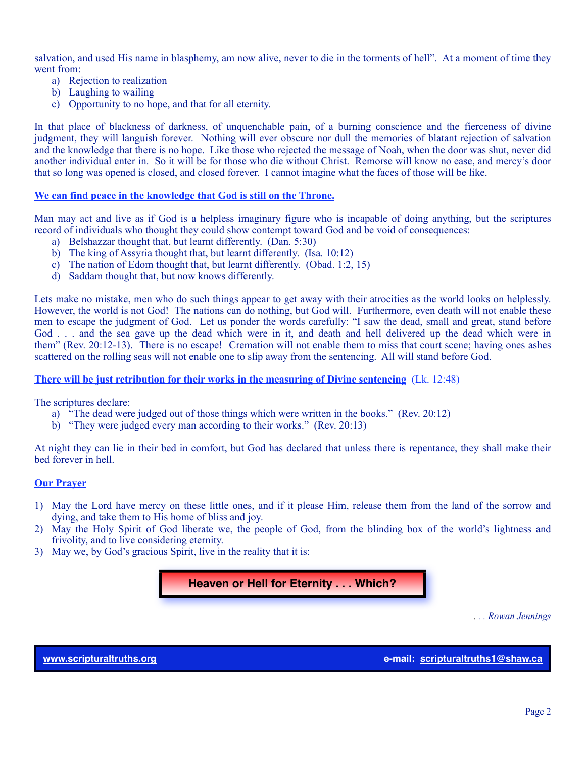salvation, and used His name in blasphemy, am now alive, never to die in the torments of hell". At a moment of time they went from:

a) Rejection to realization
b) Laughing to wailing
c) Opportunity to no hope, and that for all eternity.

In that place of blackness of darkness, of unquenchable pain, of a burning conscience and the fierceness of divine judgment, they will languish forever. Nothing will ever obscure nor dull the memories of blatant rejection of salvation and the knowledge that there is no hope. Like those who rejected the message of Noah, when the door was shut, never did another individual enter in. So it will be for those who die without Christ. Remorse will know no ease, and mercy's door that so long was opened is closed, and closed forever. I cannot imagine what the faces of those will be like.

**We can find peace in the knowledge that God is still on the Throne.**

Man may act and live as if God is a helpless imaginary figure who is incapable of doing anything, but the scriptures record of individuals who thought they could show contempt toward God and be void of consequences:

a) Belshazzar thought that, but learnt differently. (Dan. 5:30)
b) The king of Assyria thought that, but learnt differently. (Isa. 10:12)
c) The nation of Edom thought that, but learnt differently. (Obad. 1:2, 15)
d) Saddam thought that, but now knows differently.

Lets make no mistake, men who do such things appear to get away with their atrocities as the world looks on helplessly. However, the world is not God! The nations can do nothing, but God will. Furthermore, even death will not enable these men to escape the judgment of God. Let us ponder the words carefully: "I saw the dead, small and great, stand before God . . . and the sea gave up the dead which were in it, and death and hell delivered up the dead which were in them" (Rev. 20:12-13). There is no escape! Cremation will not enable them to miss that court scene; having ones ashes scattered on the rolling seas will not enable one to slip away from the sentencing. All will stand before God.

**There will be just retribution for their works in the measuring of Divine sentencing** (Lk. 12:48)

The scriptures declare:

a) "The dead were judged out of those things which were written in the books." (Rev. 20:12)
b) "They were judged every man according to their works." (Rev. 20:13)

At night they can lie in their bed in comfort, but God has declared that unless there is repentance, they shall make their bed forever in hell.

**Our Prayer**

1) May the Lord have mercy on these little ones, and if it please Him, release them from the land of the sorrow and dying, and take them to His home of bliss and joy.
2) May the Holy Spirit of God liberate we, the people of God, from the blinding box of the world's lightness and frivolity, and to live considering eternity.
3) May we, by God's gracious Spirit, live in the reality that it is:

**Heaven or Hell for Eternity . . . Which?**

*. . . Rowan Jennings*

www.scripturaltruths.org e-mail: scripturaltruths1@shaw.ca